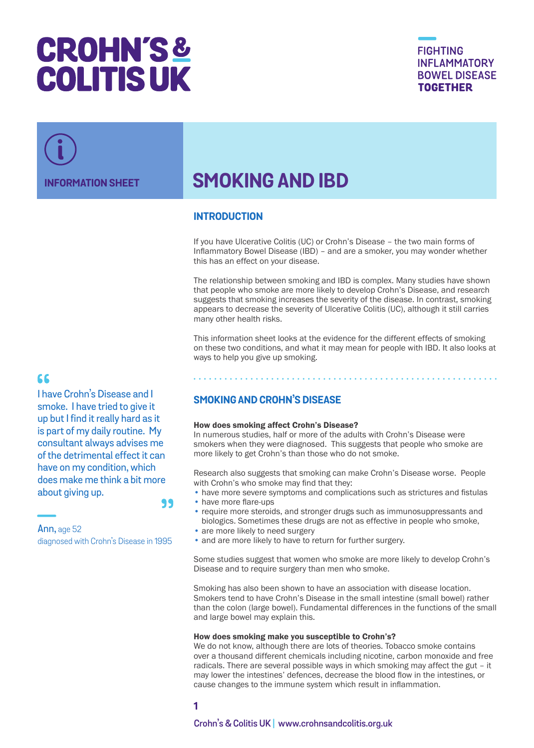# CROHN'S & COLITIS UK

FIGHTING INFLAMMATORY BOWEL DISEASE **TOGETHER**

INFORMATION SHEET

# SMOKING AND IBD

## INTRODUCTION

If you have Ulcerative Colitis (UC) or Crohn's Disease – the two main forms of Inflammatory Bowel Disease (IBD) – and are a smoker, you may wonder whether this has an effect on your disease.

The relationship between smoking and IBD is complex. Many studies have shown that people who smoke are more likely to develop Crohn's Disease, and research suggests that smoking increases the severity of the disease. In contrast, smoking appears to decrease the severity of Ulcerative Colitis (UC), although it still carries many other health risks.

This information sheet looks at the evidence for the different effects of smoking on these two conditions, and what it may mean for people with IBD. It also looks at ways to help you give up smoking.

> "I have Crohn's Disease and I smoke. I have tried to give it up but I find it really hard as it is part of my daily routine. My consultant always advises me of the detrimental effect it can have on my condition, which does make me think a bit more about giving up."
>
> Ann, age 52
> diagnosed with Crohn's Disease in 1995

## SMOKING AND CROHN'S DISEASE

**How does smoking affect Crohn's Disease?**

In numerous studies, half or more of the adults with Crohn's Disease were smokers when they were diagnosed. This suggests that people who smoke are more likely to get Crohn's than those who do not smoke.

Research also suggests that smoking can make Crohn's Disease worse. People with Crohn's who smoke may find that they:

- have more severe symptoms and complications such as strictures and fistulas
- have more flare-ups
- require more steroids, and stronger drugs such as immunosuppressants and biologics. Sometimes these drugs are not as effective in people who smoke,
- are more likely to need surgery
- and are more likely to have to return for further surgery.

Some studies suggest that women who smoke are more likely to develop Crohn's Disease and to require surgery than men who smoke.

Smoking has also been shown to have an association with disease location. Smokers tend to have Crohn's Disease in the small intestine (small bowel) rather than the colon (large bowel). Fundamental differences in the functions of the small and large bowel may explain this.

**How does smoking make you susceptible to Crohn's?**

We do not know, although there are lots of theories. Tobacco smoke contains over a thousand different chemicals including nicotine, carbon monoxide and free radicals. There are several possible ways in which smoking may affect the gut – it may lower the intestines' defences, decrease the blood flow in the intestines, or cause changes to the immune system which result in inflammation.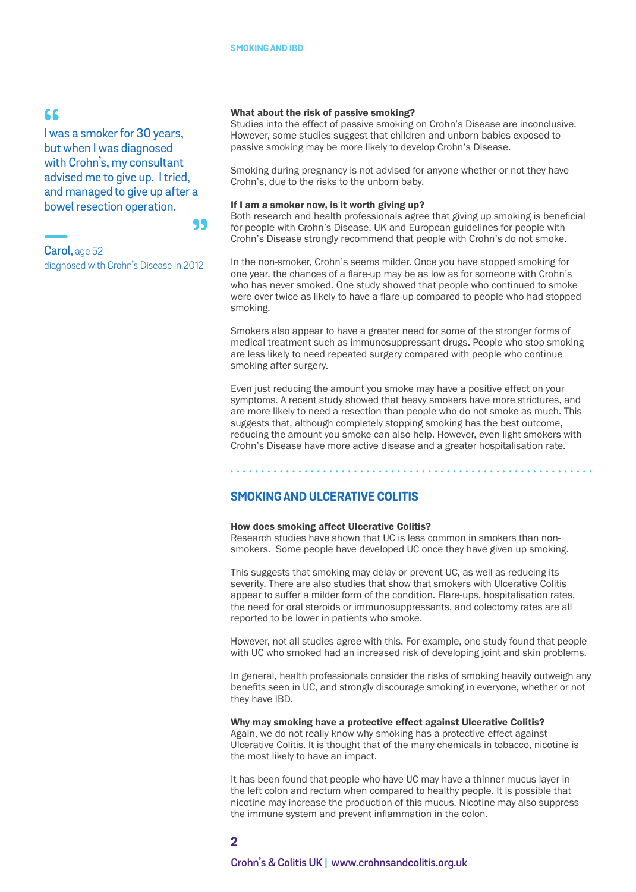> I was a smoker for 30 years, but when I was diagnosed with Crohn's, my consultant advised me to give up. I tried, and managed to give up after a bowel resection operation.
>
> **Carol**, age 52
> diagnosed with Crohn's Disease in 2012

**What about the risk of passive smoking?**
Studies into the effect of passive smoking on Crohn's Disease are inconclusive. However, some studies suggest that children and unborn babies exposed to passive smoking may be more likely to develop Crohn's Disease.

Smoking during pregnancy is not advised for anyone whether or not they have Crohn's, due to the risks to the unborn baby.

**If I am a smoker now, is it worth giving up?**
Both research and health professionals agree that giving up smoking is beneficial for people with Crohn's Disease. UK and European guidelines for people with Crohn's Disease strongly recommend that people with Crohn's do not smoke.

In the non-smoker, Crohn's seems milder. Once you have stopped smoking for one year, the chances of a flare-up may be as low as for someone with Crohn's who has never smoked. One study showed that people who continued to smoke were over twice as likely to have a flare-up compared to people who had stopped smoking.

Smokers also appear to have a greater need for some of the stronger forms of medical treatment such as immunosuppressant drugs. People who stop smoking are less likely to need repeated surgery compared with people who continue smoking after surgery.

Even just reducing the amount you smoke may have a positive effect on your symptoms. A recent study showed that heavy smokers have more strictures, and are more likely to need a resection than people who do not smoke as much. This suggests that, although completely stopping smoking has the best outcome, reducing the amount you smoke can also help. However, even light smokers with Crohn's Disease have more active disease and a greater hospitalisation rate.

## SMOKING AND ULCERATIVE COLITIS

**How does smoking affect Ulcerative Colitis?**
Research studies have shown that UC is less common in smokers than non-smokers. Some people have developed UC once they have given up smoking.

This suggests that smoking may delay or prevent UC, as well as reducing its severity. There are also studies that show that smokers with Ulcerative Colitis appear to suffer a milder form of the condition. Flare-ups, hospitalisation rates, the need for oral steroids or immunosuppressants, and colectomy rates are all reported to be lower in patients who smoke.

However, not all studies agree with this. For example, one study found that people with UC who smoked had an increased risk of developing joint and skin problems.

In general, health professionals consider the risks of smoking heavily outweigh any benefits seen in UC, and strongly discourage smoking in everyone, whether or not they have IBD.

**Why may smoking have a protective effect against Ulcerative Colitis?**
Again, we do not really know why smoking has a protective effect against Ulcerative Colitis. It is thought that of the many chemicals in tobacco, nicotine is the most likely to have an impact.

It has been found that people who have UC may have a thinner mucus layer in the left colon and rectum when compared to healthy people. It is possible that nicotine may increase the production of this mucus. Nicotine may also suppress the immune system and prevent inflammation in the colon.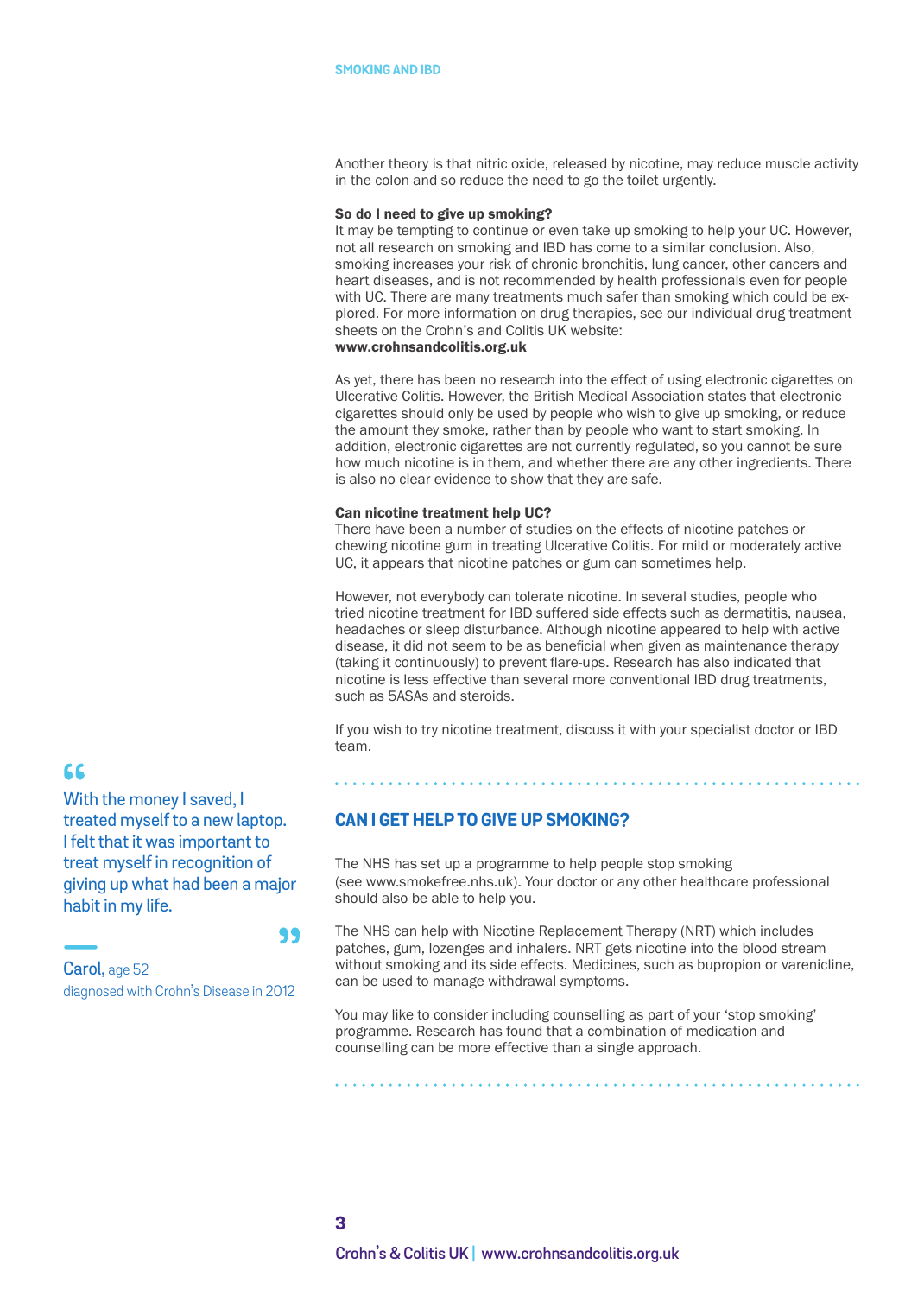Another theory is that nitric oxide, released by nicotine, may reduce muscle activity in the colon and so reduce the need to go the toilet urgently.

**So do I need to give up smoking?**
It may be tempting to continue or even take up smoking to help your UC. However, not all research on smoking and IBD has come to a similar conclusion. Also, smoking increases your risk of chronic bronchitis, lung cancer, other cancers and heart diseases, and is not recommended by health professionals even for people with UC. There are many treatments much safer than smoking which could be explored. For more information on drug therapies, see our individual drug treatment sheets on the Crohn's and Colitis UK website:
**www.crohnsandcolitis.org.uk**

As yet, there has been no research into the effect of using electronic cigarettes on Ulcerative Colitis. However, the British Medical Association states that electronic cigarettes should only be used by people who wish to give up smoking, or reduce the amount they smoke, rather than by people who want to start smoking. In addition, electronic cigarettes are not currently regulated, so you cannot be sure how much nicotine is in them, and whether there are any other ingredients. There is also no clear evidence to show that they are safe.

**Can nicotine treatment help UC?**
There have been a number of studies on the effects of nicotine patches or chewing nicotine gum in treating Ulcerative Colitis. For mild or moderately active UC, it appears that nicotine patches or gum can sometimes help.

However, not everybody can tolerate nicotine. In several studies, people who tried nicotine treatment for IBD suffered side effects such as dermatitis, nausea, headaches or sleep disturbance. Although nicotine appeared to help with active disease, it did not seem to be as beneficial when given as maintenance therapy (taking it continuously) to prevent flare-ups. Research has also indicated that nicotine is less effective than several more conventional IBD drug treatments, such as 5ASAs and steroids.

If you wish to try nicotine treatment, discuss it with your specialist doctor or IBD team.

> "With the money I saved, I treated myself to a new laptop. I felt that it was important to treat myself in recognition of giving up what had been a major habit in my life."
>
> Carol, age 52
> diagnosed with Crohn's Disease in 2012

## CAN I GET HELP TO GIVE UP SMOKING?

The NHS has set up a programme to help people stop smoking (see www.smokefree.nhs.uk). Your doctor or any other healthcare professional should also be able to help you.

The NHS can help with Nicotine Replacement Therapy (NRT) which includes patches, gum, lozenges and inhalers. NRT gets nicotine into the blood stream without smoking and its side effects. Medicines, such as bupropion or varenicline, can be used to manage withdrawal symptoms.

You may like to consider including counselling as part of your 'stop smoking' programme. Research has found that a combination of medication and counselling can be more effective than a single approach.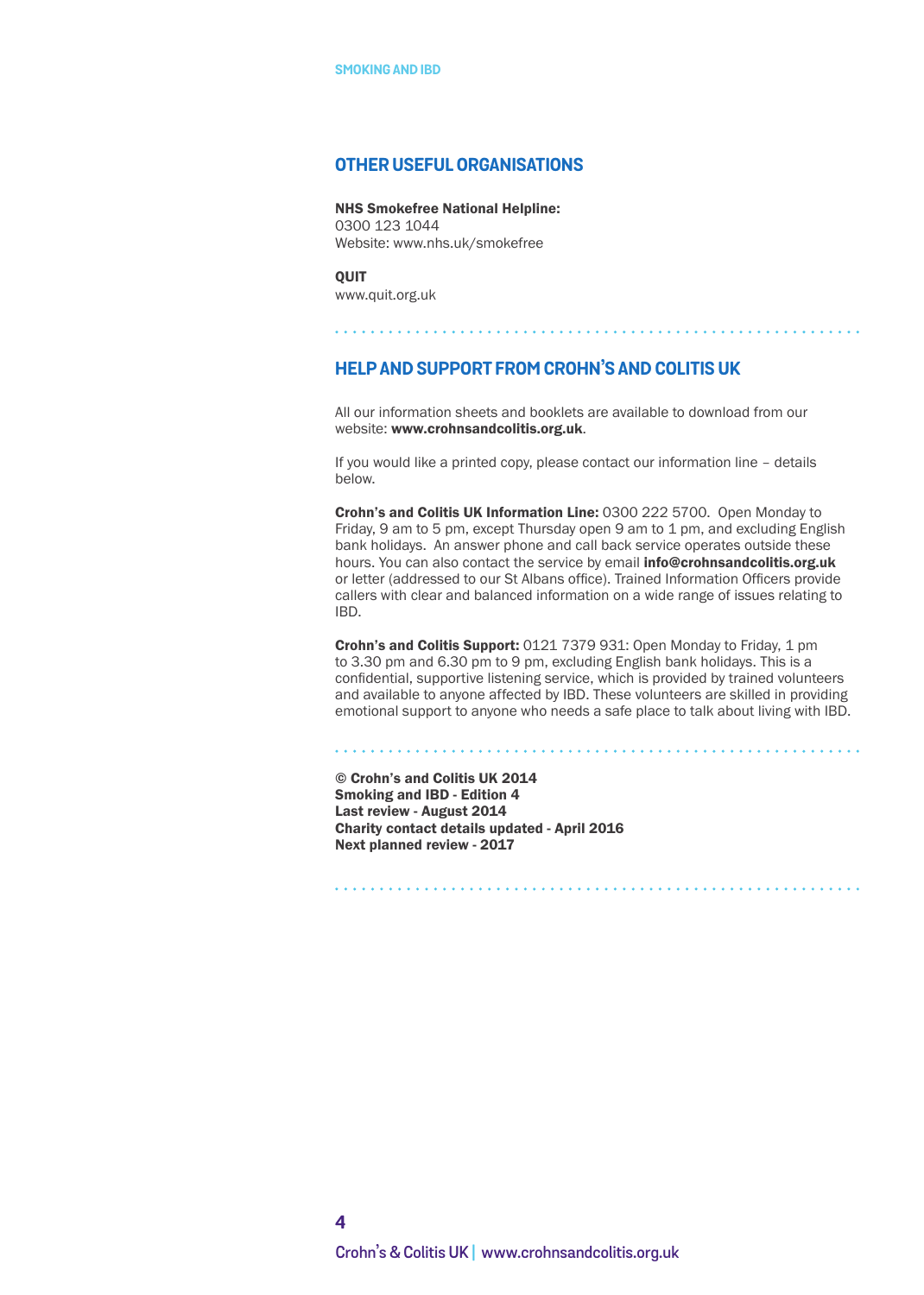## OTHER USEFUL ORGANISATIONS

**NHS Smokefree National Helpline:**
0300 123 1044
Website: www.nhs.uk/smokefree

**QUIT**
www.quit.org.uk

## HELP AND SUPPORT FROM CROHN'S AND COLITIS UK

All our information sheets and booklets are available to download from our website: **www.crohnsandcolitis.org.uk**.

If you would like a printed copy, please contact our information line – details below.

**Crohn's and Colitis UK Information Line:** 0300 222 5700. Open Monday to Friday, 9 am to 5 pm, except Thursday open 9 am to 1 pm, and excluding English bank holidays. An answer phone and call back service operates outside these hours. You can also contact the service by email **info@crohnsandcolitis.org.uk** or letter (addressed to our St Albans office). Trained Information Officers provide callers with clear and balanced information on a wide range of issues relating to IBD.

**Crohn's and Colitis Support:** 0121 7379 931: Open Monday to Friday, 1 pm to 3.30 pm and 6.30 pm to 9 pm, excluding English bank holidays. This is a confidential, supportive listening service, which is provided by trained volunteers and available to anyone affected by IBD. These volunteers are skilled in providing emotional support to anyone who needs a safe place to talk about living with IBD.

**© Crohn's and Colitis UK 2014**
**Smoking and IBD - Edition 4**
**Last review - August 2014**
**Charity contact details updated - April 2016**
**Next planned review - 2017**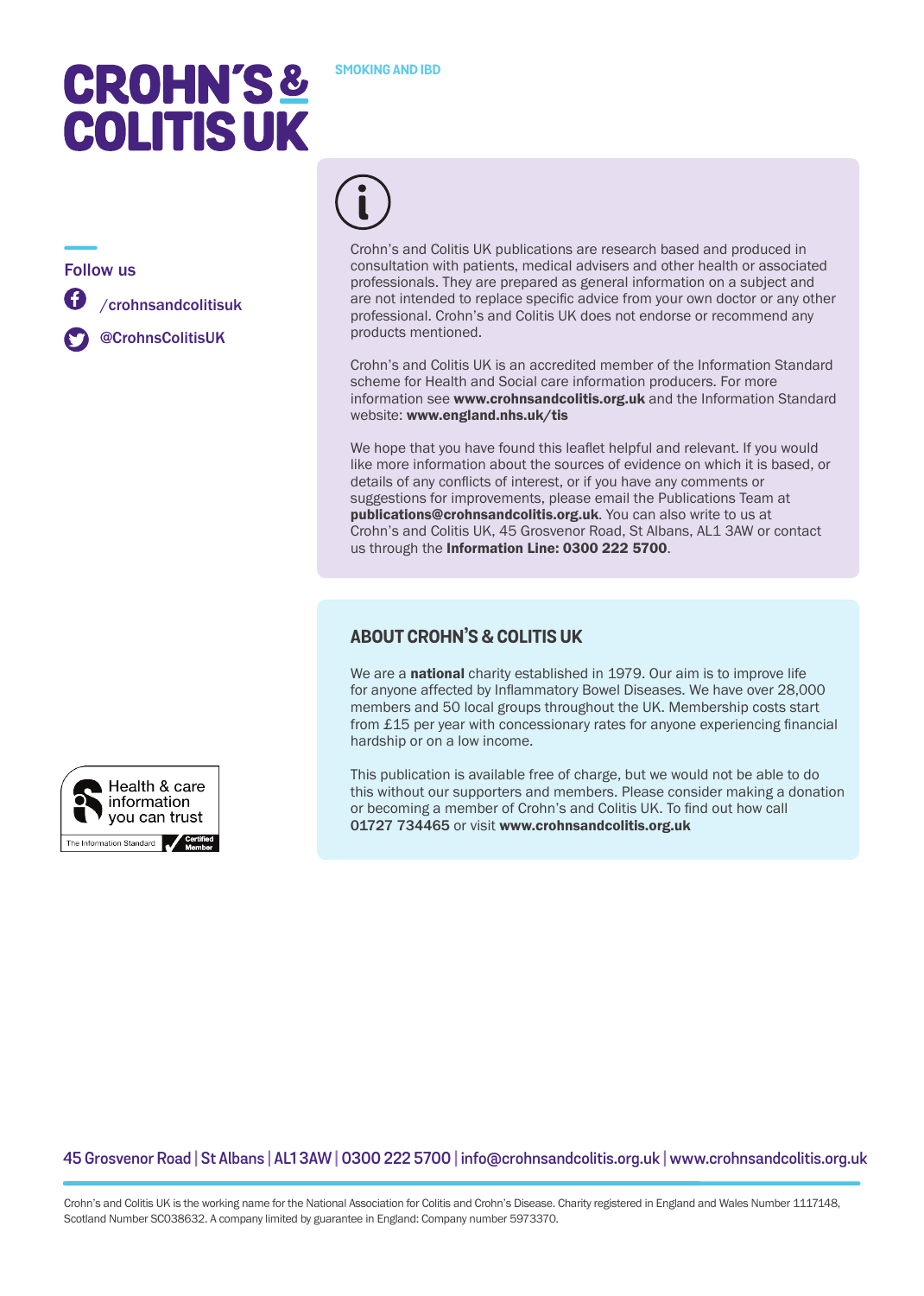CRONH'S & COLITIS UK

SMOKING AND IBD

Follow us

/crohnsandcolitisuk

@CrohnsColitisUK

Crohn's and Colitis UK publications are research based and produced in consultation with patients, medical advisers and other health or associated professionals. They are prepared as general information on a subject and are not intended to replace specific advice from your own doctor or any other professional. Crohn's and Colitis UK does not endorse or recommend any products mentioned.

Crohn's and Colitis UK is an accredited member of the Information Standard scheme for Health and Social care information producers. For more information see **www.crohnsandcolitis.org.uk** and the Information Standard website: **www.england.nhs.uk/tis**

We hope that you have found this leaflet helpful and relevant. If you would like more information about the sources of evidence on which it is based, or details of any conflicts of interest, or if you have any comments or suggestions for improvements, please email the Publications Team at **publications@crohnsandcolitis.org.uk**. You can also write to us at Crohn's and Colitis UK, 45 Grosvenor Road, St Albans, AL1 3AW or contact us through the **Information Line: 0300 222 5700**.

## ABOUT CROHN'S & COLITIS UK

We are a **national** charity established in 1979. Our aim is to improve life for anyone affected by Inflammatory Bowel Diseases. We have over 28,000 members and 50 local groups throughout the UK. Membership costs start from £15 per year with concessionary rates for anyone experiencing financial hardship or on a low income.

This publication is available free of charge, but we would not be able to do this without our supporters and members. Please consider making a donation or becoming a member of Crohn's and Colitis UK. To find out how call **01727 734465** or visit **www.crohnsandcolitis.org.uk**

Health & care information you can trust

The Information Standard — Certified Member

45 Grosvenor Road | St Albans | AL1 3AW | 0300 222 5700 | info@crohnsandcolitis.org.uk | www.crohnsandcolitis.org.uk

Crohn's and Colitis UK is the working name for the National Association for Colitis and Crohn's Disease. Charity registered in England and Wales Number 1117148, Scotland Number SC038632. A company limited by guarantee in England: Company number 5973370.